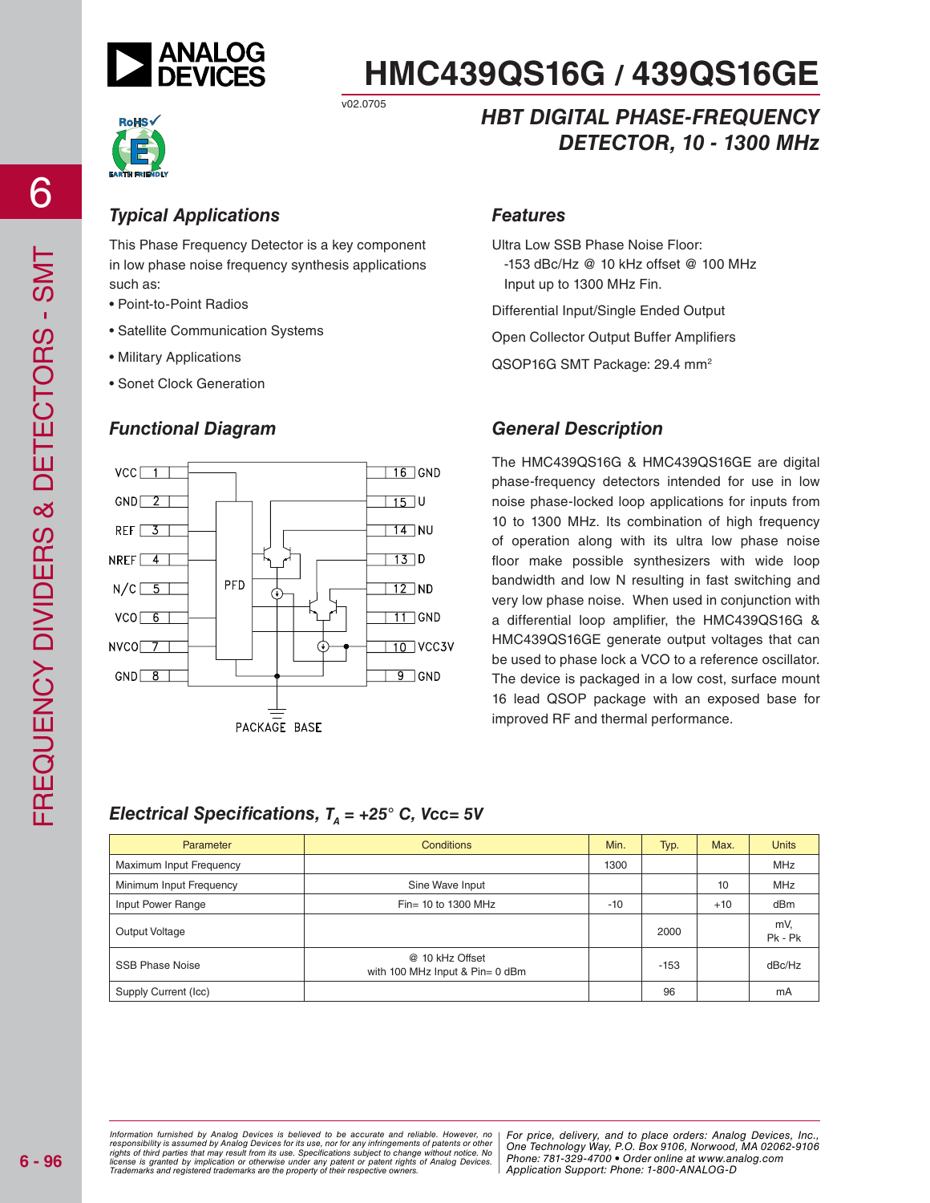# HMC439QS16G / 439QS16GE

v02.0705

## HBT DIGITAL PHASE-FREQUENCY DETECTOR, 10 - 1300 MHz

### Typical Applications

This Phase Frequency Detector is a key component in low phase noise frequency synthesis applications such as:

- Point-to-Point Radios
- Satellite Communication Systems
- Military Applications
- Sonet Clock Generation

### Features

Ultra Low SSB Phase Noise Floor:
 -153 dBc/Hz @ 10 kHz offset @ 100 MHz
 Input up to 1300 MHz Fin.

Differential Input/Single Ended Output

Open Collector Output Buffer Amplifiers

QSOP16G SMT Package: 29.4 mm$^2$

### Functional Diagram

VCC 1, GND 2, REF 3, NREF 4, N/C 5, VCO 6, NVCO 7, GND 8, GND 9, VCC3V 10, GND 11, ND 12, D 13, NU 14, U 15, GND 16

PFD

PACKAGE BASE

### General Description

The HMC439QS16G & HMC439QS16GE are digital phase-frequency detectors intended for use in low noise phase-locked loop applications for inputs from 10 to 1300 MHz. Its combination of high frequency of operation along with its ultra low phase noise floor make possible synthesizers with wide loop bandwidth and low N resulting in fast switching and very low phase noise. When used in conjunction with a differential loop amplifier, the HMC439QS16G & HMC439QS16GE generate output voltages that can be used to phase lock a VCO to a reference oscillator. The device is packaged in a low cost, surface mount 16 lead QSOP package with an exposed base for improved RF and thermal performance.

### Electrical Specifications, $T_A$ = +25° C, Vcc= 5V

| Parameter | Conditions | Min. | Typ. | Max. | Units |
|---|---|---|---|---|---|
| Maximum Input Frequency | | 1300 | | | MHz |
| Minimum Input Frequency | Sine Wave Input | | | 10 | MHz |
| Input Power Range | Fin= 10 to 1300 MHz | -10 | | +10 | dBm |
| Output Voltage | | | 2000 | | mV, Pk - Pk |
| SSB Phase Noise | @ 10 kHz Offset with 100 MHz Input & Pin= 0 dBm | | -153 | | dBc/Hz |
| Supply Current (Icc) | | | 96 | | mA |

*Information furnished by Analog Devices is believed to be accurate and reliable. However, no responsibility is assumed by Analog Devices for its use, nor for any infringements of patents or other rights of third parties that may result from its use. Specifications subject to change without notice. No license is granted by implication or otherwise under any patent or patent rights of Analog Devices. Trademarks and registered trademarks are the property of their respective owners.*

*For price, delivery, and to place orders: Analog Devices, Inc., One Technology Way, P.O. Box 9106, Norwood, MA 02062-9106 Phone: 781-329-4700 • Order online at www.analog.com Application Support: Phone: 1-800-ANALOG-D*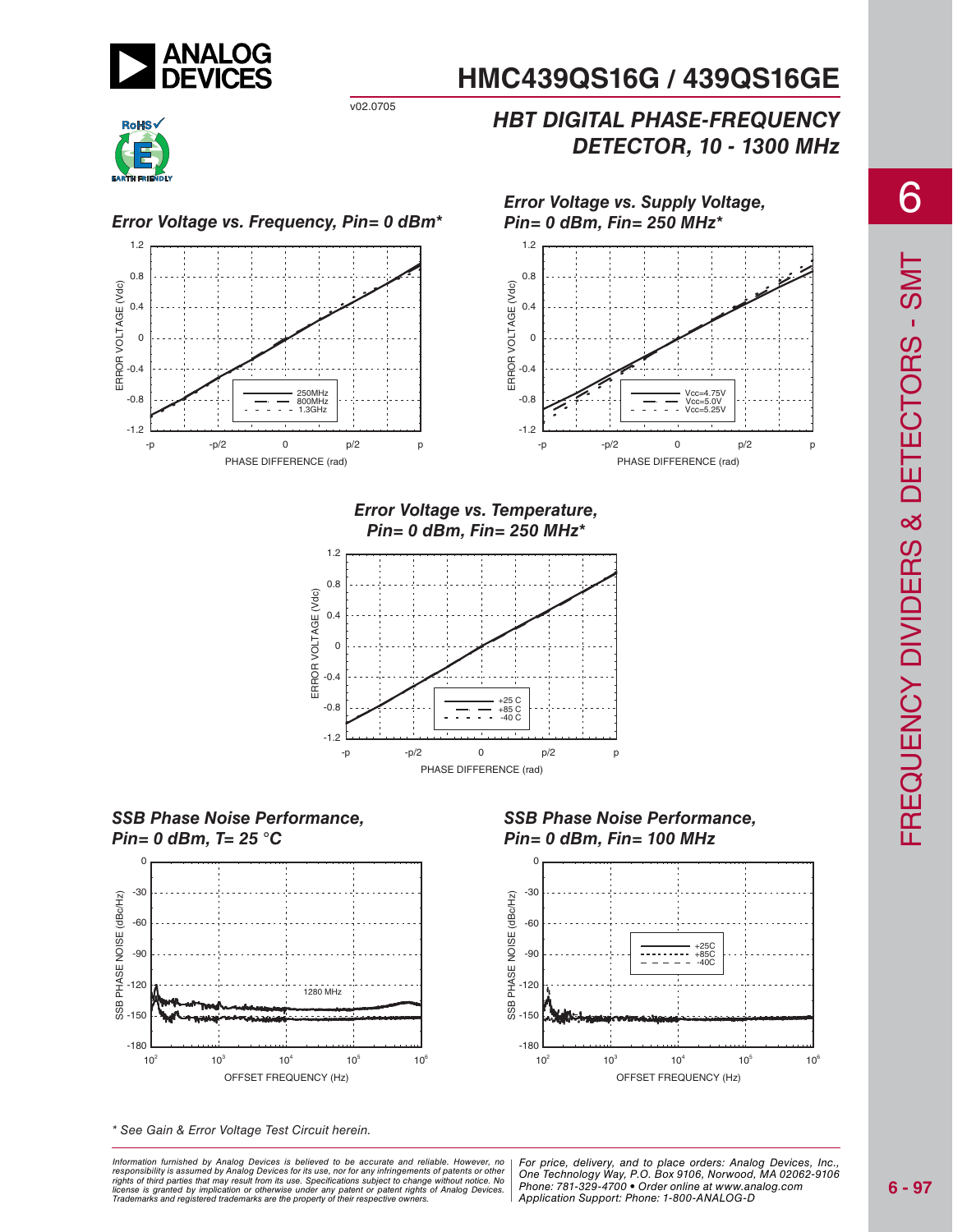## Error Voltage vs. Frequency, Pin= 0 dBm*

## Error Voltage vs. Supply Voltage, Pin= 0 dBm, Fin= 250 MHz*

## Error Voltage vs. Temperature, Pin= 0 dBm, Fin= 250 MHz*

## SSB Phase Noise Performance, Pin= 0 dBm, T= 25 °C

## SSB Phase Noise Performance, Pin= 0 dBm, Fin= 100 MHz

*\* See Gain & Error Voltage Test Circuit herein.*

*Information furnished by Analog Devices is believed to be accurate and reliable. However, no responsibility is assumed by Analog Devices for its use, nor for any infringements of patents or other rights of third parties that may result from its use. Specifications subject to change without notice. No license is granted by implication or otherwise under any patent or patent rights of Analog Devices. Trademarks and registered trademarks are the property of their respective owners.*

*For price, delivery, and to place orders: Analog Devices, Inc., One Technology Way, P.O. Box 9106, Norwood, MA 02062-9106*
*Phone: 781-329-4700 • Order online at www.analog.com*
*Application Support: Phone: 1-800-ANALOG-D*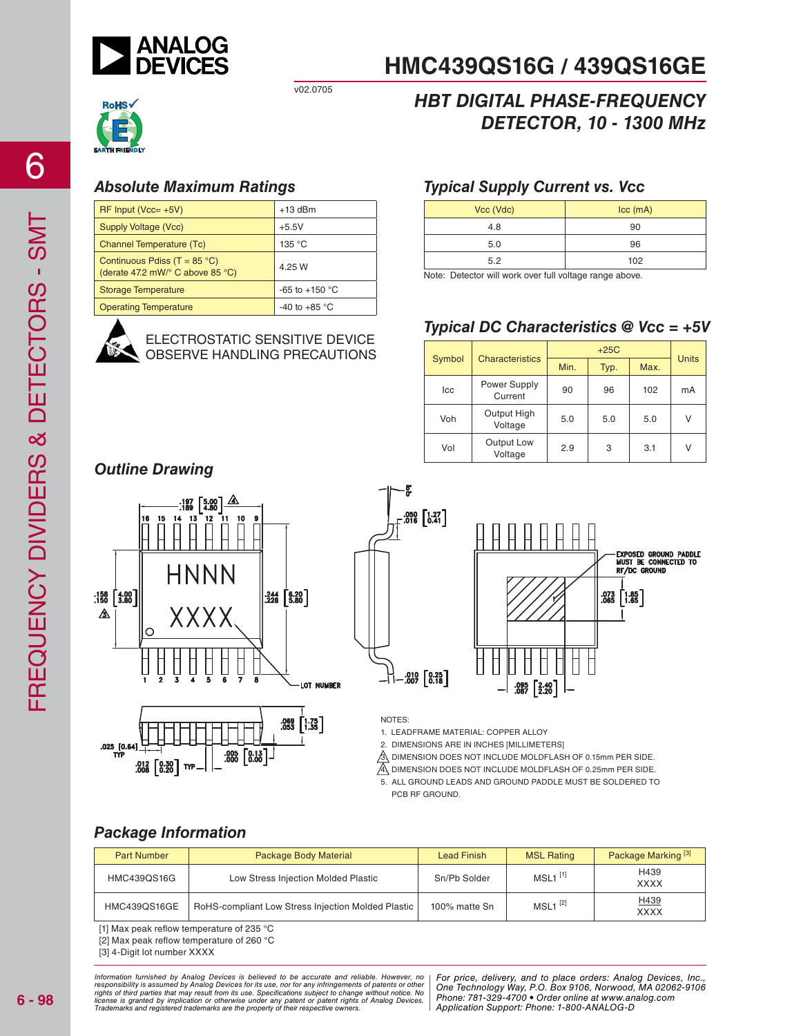# HMC439QS16G / 439QS16GE

v02.0705

## HBT DIGITAL PHASE-FREQUENCY DETECTOR, 10 - 1300 MHz

### Absolute Maximum Ratings

| | |
|---|---|
| RF Input (Vcc= +5V) | +13 dBm |
| Supply Voltage (Vcc) | +5.5V |
| Channel Temperature (Tc) | 135 °C |
| Continuous Pdiss (T = 85 °C) (derate 47.2 mW/° C above 85 °C) | 4.25 W |
| Storage Temperature | -65 to +150 °C |
| Operating Temperature | -40 to +85 °C |

ELECTROSTATIC SENSITIVE DEVICE
OBSERVE HANDLING PRECAUTIONS

### Typical Supply Current vs. Vcc

| Vcc (Vdc) | Icc (mA) |
|---|---|
| 4.8 | 90 |
| 5.0 | 96 |
| 5.2 | 102 |

Note: Detector will work over full voltage range above.

### Typical DC Characteristics @ Vcc = +5V

| Symbol | Characteristics | +25C | | | Units |
|---|---|---|---|---|---|
| | | Min. | Typ. | Max. | |
| Icc | Power Supply Current | 90 | 96 | 102 | mA |
| Voh | Output High Voltage | 5.0 | 5.0 | 5.0 | V |
| Vol | Output Low Voltage | 2.9 | 3 | 3.1 | V |

### Outline Drawing

NOTES:

1. LEADFRAME MATERIAL: COPPER ALLOY
2. DIMENSIONS ARE IN INCHES [MILLIMETERS]
3. DIMENSION DOES NOT INCLUDE MOLDFLASH OF 0.15mm PER SIDE.
4. DIMENSION DOES NOT INCLUDE MOLDFLASH OF 0.25mm PER SIDE.
5. ALL GROUND LEADS AND GROUND PADDLE MUST BE SOLDERED TO PCB RF GROUND.

### Package Information

| Part Number | Package Body Material | Lead Finish | MSL Rating | Package Marking [3] |
|---|---|---|---|---|
| HMC439QS16G | Low Stress Injection Molded Plastic | Sn/Pb Solder | MSL1 [1] | H439 XXXX |
| HMC439QS16GE | RoHS-compliant Low Stress Injection Molded Plastic | 100% matte Sn | MSL1 [2] | H439 XXXX |

[1] Max peak reflow temperature of 235 °C
[2] Max peak reflow temperature of 260 °C
[3] 4-Digit lot number XXXX

*Information furnished by Analog Devices is believed to be accurate and reliable. However, no responsibility is assumed by Analog Devices for its use, nor for any infringements of patents or other rights of third parties that may result from its use. Specifications subject to change without notice. No license is granted by implication or otherwise under any patent or patent rights of Analog Devices. Trademarks and registered trademarks are the property of their respective owners.*

*For price, delivery, and to place orders: Analog Devices, Inc., One Technology Way, P.O. Box 9106, Norwood, MA 02062-9106 Phone: 781-329-4700 • Order online at www.analog.com Application Support: Phone: 1-800-ANALOG-D*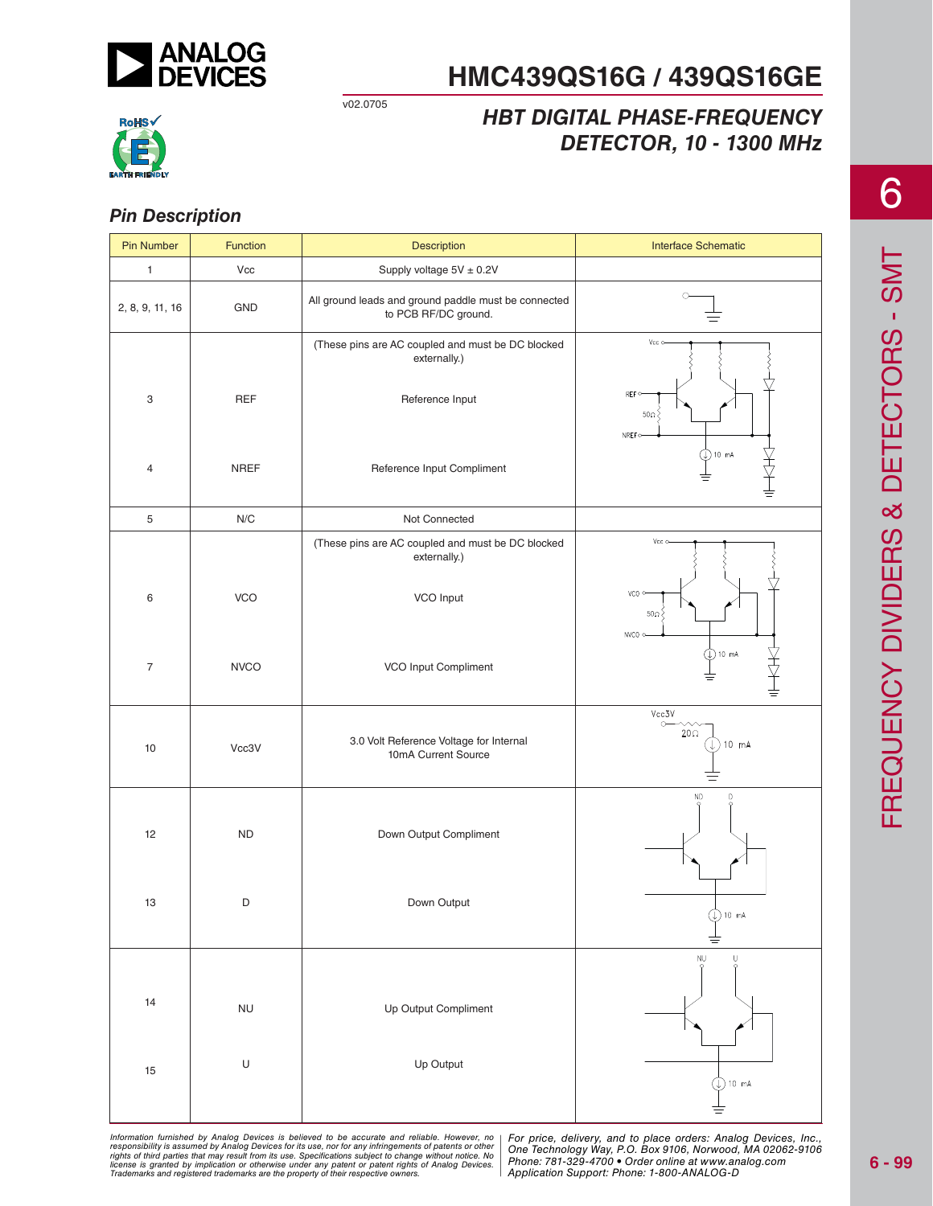## Pin Description

| Pin Number | Function | Description | Interface Schematic |
|---|---|---|---|
| 1 | Vcc | Supply voltage 5V ± 0.2V | |
| 2, 8, 9, 11, 16 | GND | All ground leads and ground paddle must be connected to PCB RF/DC ground. | |
| | | (These pins are AC coupled and must be DC blocked externally.) | |
| 3 | REF | Reference Input | |
| 4 | NREF | Reference Input Compliment | |
| 5 | N/C | Not Connected | |
| | | (These pins are AC coupled and must be DC blocked externally.) | |
| 6 | VCO | VCO Input | |
| 7 | NVCO | VCO Input Compliment | |
| 10 | Vcc3V | 3.0 Volt Reference Voltage for Internal 10mA Current Source | |
| 12 | ND | Down Output Compliment | |
| 13 | D | Down Output | |
| 14 | NU | Up Output Compliment | |
| 15 | U | Up Output | |

*Information furnished by Analog Devices is believed to be accurate and reliable. However, no responsibility is assumed by Analog Devices for its use, nor for any infringements of patents or other rights of third parties that may result from its use. Specifications subject to change without notice. No license is granted by implication or otherwise under any patent or patent rights of Analog Devices. Trademarks and registered trademarks are the property of their respective owners.*

*For price, delivery, and to place orders: Analog Devices, Inc., One Technology Way, P.O. Box 9106, Norwood, MA 02062-9106 Phone: 781-329-4700 • Order online at www.analog.com Application Support: Phone: 1-800-ANALOG-D*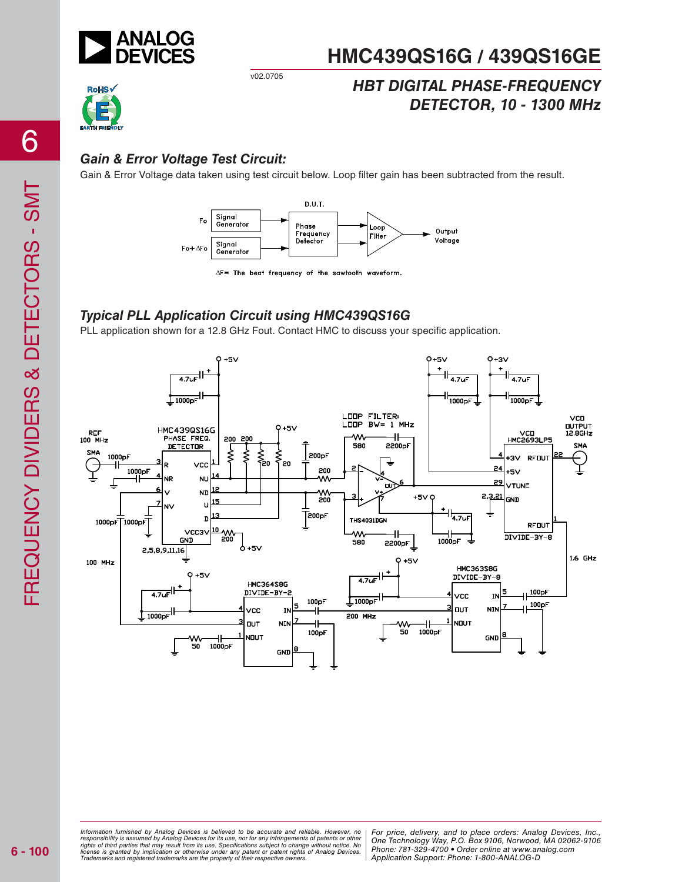## Gain & Error Voltage Test Circuit:

Gain & Error Voltage data taken using test circuit below. Loop filter gain has been subtracted from the result.

D.U.T.

Fo — Signal Generator → Phase Frequency Detector → Loop Filter → Output Voltage

Fo+ΔFo — Signal Generator

ΔF= The beat frequency of the sawtooth waveform.

## Typical PLL Application Circuit using HMC439QS16G

PLL application shown for a 12.8 GHz Fout. Contact HMC to discuss your specific application.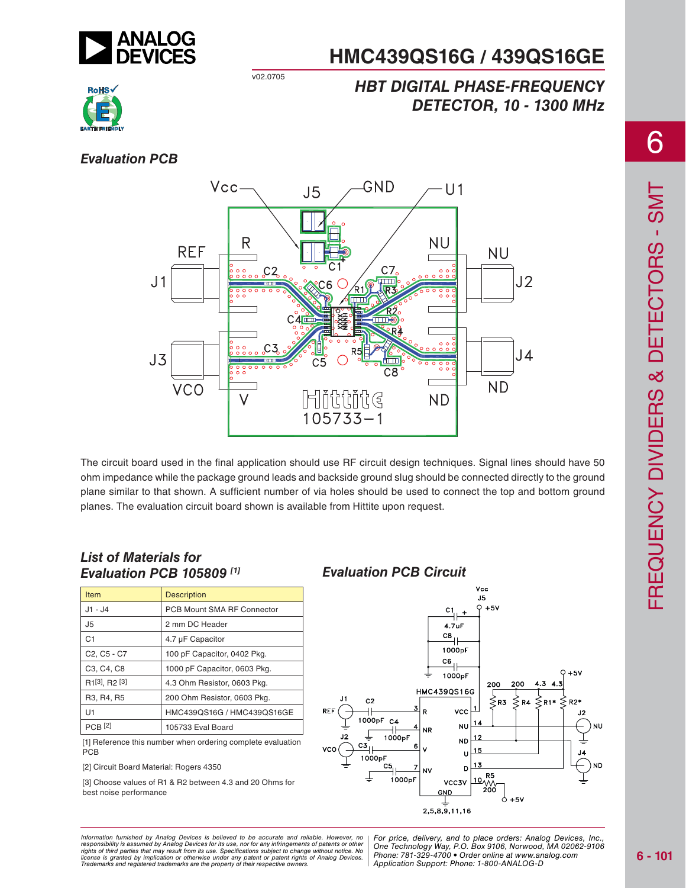# HMC439QS16G / 439QS16GE

v02.0705

## HBT DIGITAL PHASE-FREQUENCY DETECTOR, 10 - 1300 MHz

### Evaluation PCB

The circuit board used in the final application should use RF circuit design techniques. Signal lines should have 50 ohm impedance while the package ground leads and backside ground slug should be connected directly to the ground plane similar to that shown. A sufficient number of via holes should be used to connect the top and bottom ground planes. The evaluation circuit board shown is available from Hittite upon request.

### List of Materials for Evaluation PCB 105809 [1]

| Item | Description |
|---|---|
| J1 - J4 | PCB Mount SMA RF Connector |
| J5 | 2 mm DC Header |
| C1 | 4.7 µF Capacitor |
| C2, C5 - C7 | 100 pF Capacitor, 0402 Pkg. |
| C3, C4, C8 | 1000 pF Capacitor, 0603 Pkg. |
| R1[3], R2 [3] | 4.3 Ohm Resistor, 0603 Pkg. |
| R3, R4, R5 | 200 Ohm Resistor, 0603 Pkg. |
| U1 | HMC439QS16G / HMC439QS16GE |
| PCB [2] | 105733 Eval Board |

[1] Reference this number when ordering complete evaluation PCB

[2] Circuit Board Material: Rogers 4350

[3] Choose values of R1 & R2 between 4.3 and 20 Ohms for best noise performance

### Evaluation PCB Circuit